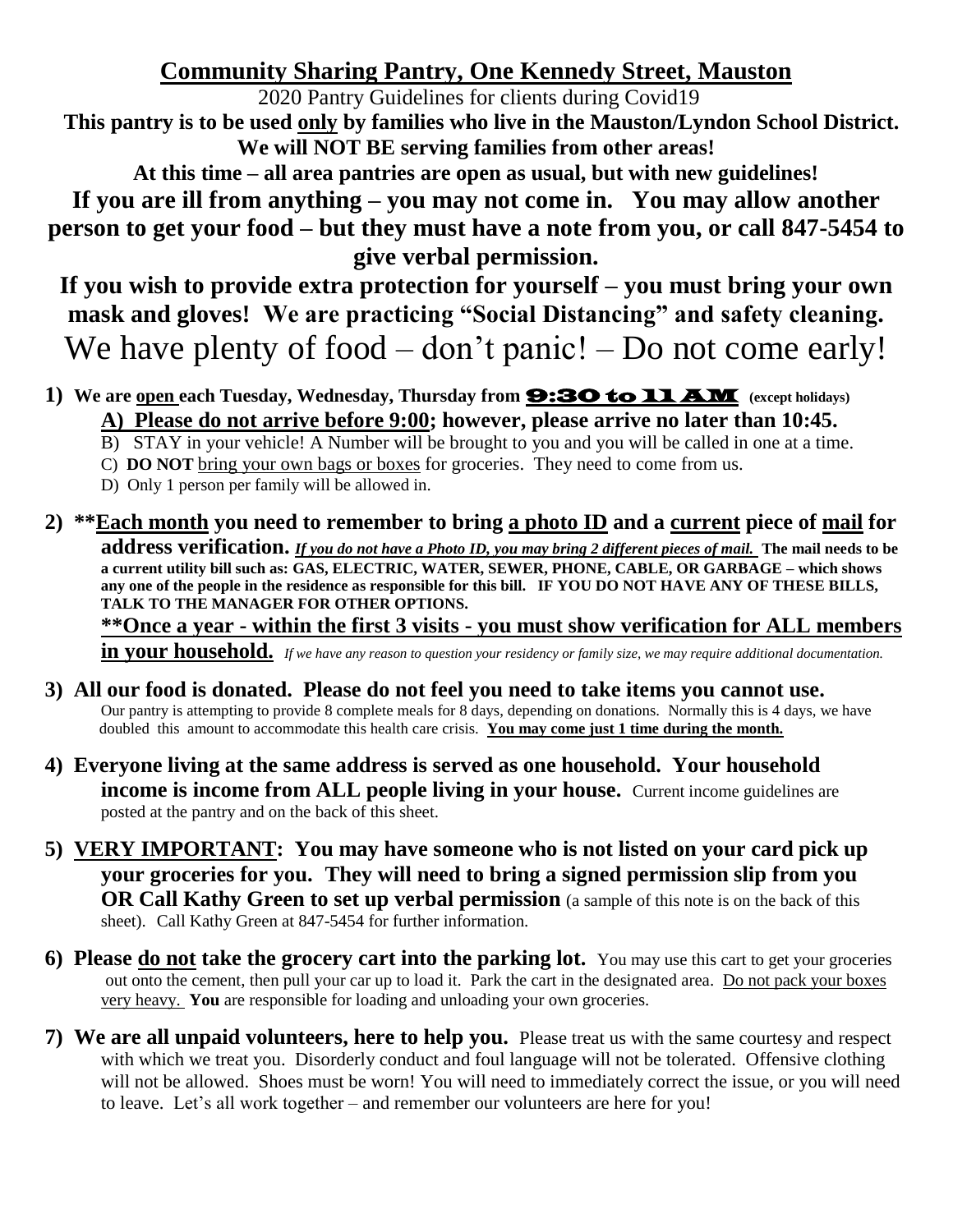# Community Sharing Pantry, One Kennedy Street, Mauston

2020 Pantry Guidelines for clients during Covid19

**This pantry is to be used only by families who live in the Mauston/Lyndon School District. We will NOT BE serving families from other areas!**

**At this time – all area pantries are open as usual, but with new guidelines!**

**If you are ill from anything – you may not come in. You may allow another person to get your food – but they must have a note from you, or call 847-5454 to give verbal permission.**

**If you wish to provide extra protection for yourself – you must bring your own mask and gloves! We are practicing "Social Distancing" and safety cleaning.**

We have plenty of food – don't panic! – Do not come early!

1) **We are open each Tuesday, Wednesday, Thursday from 9:30 to 11 AM** (except holidays)
   - **A) Please do not arrive before 9:00; however, please arrive no later than 10:45.**
   - B) STAY in your vehicle! A Number will be brought to you and you will be called in one at a time.
   - C) **DO NOT** bring your own bags or boxes for groceries. They need to come from us.
   - D) Only 1 person per family will be allowed in.

2) **\*\*Each month you need to remember to bring a photo ID and a current piece of mail for address verification.** ***If you do not have a Photo ID, you may bring 2 different pieces of mail.*** **The mail needs to be a current utility bill such as: GAS, ELECTRIC, WATER, SEWER, PHONE, CABLE, OR GARBAGE – which shows any one of the people in the residence as responsible for this bill. IF YOU DO NOT HAVE ANY OF THESE BILLS, TALK TO THE MANAGER FOR OTHER OPTIONS.**

   **\*\*Once a year - within the first 3 visits - you must show verification for ALL members in your household.** *If we have any reason to question your residency or family size, we may require additional documentation.*

3) **All our food is donated. Please do not feel you need to take items you cannot use.** Our pantry is attempting to provide 8 complete meals for 8 days, depending on donations. Normally this is 4 days, we have doubled this amount to accommodate this health care crisis. **You may come just 1 time during the month.**

4) **Everyone living at the same address is served as one household. Your household income is income from ALL people living in your house.** Current income guidelines are posted at the pantry and on the back of this sheet.

5) **VERY IMPORTANT: You may have someone who is not listed on your card pick up your groceries for you. They will need to bring a signed permission slip from you OR Call Kathy Green to set up verbal permission** (a sample of this note is on the back of this sheet). Call Kathy Green at 847-5454 for further information.

6) **Please do not take the grocery cart into the parking lot.** You may use this cart to get your groceries out onto the cement, then pull your car up to load it. Park the cart in the designated area. Do not pack your boxes very heavy. **You** are responsible for loading and unloading your own groceries.

7) **We are all unpaid volunteers, here to help you.** Please treat us with the same courtesy and respect with which we treat you. Disorderly conduct and foul language will not be tolerated. Offensive clothing will not be allowed. Shoes must be worn! You will need to immediately correct the issue, or you will need to leave. Let's all work together – and remember our volunteers are here for you!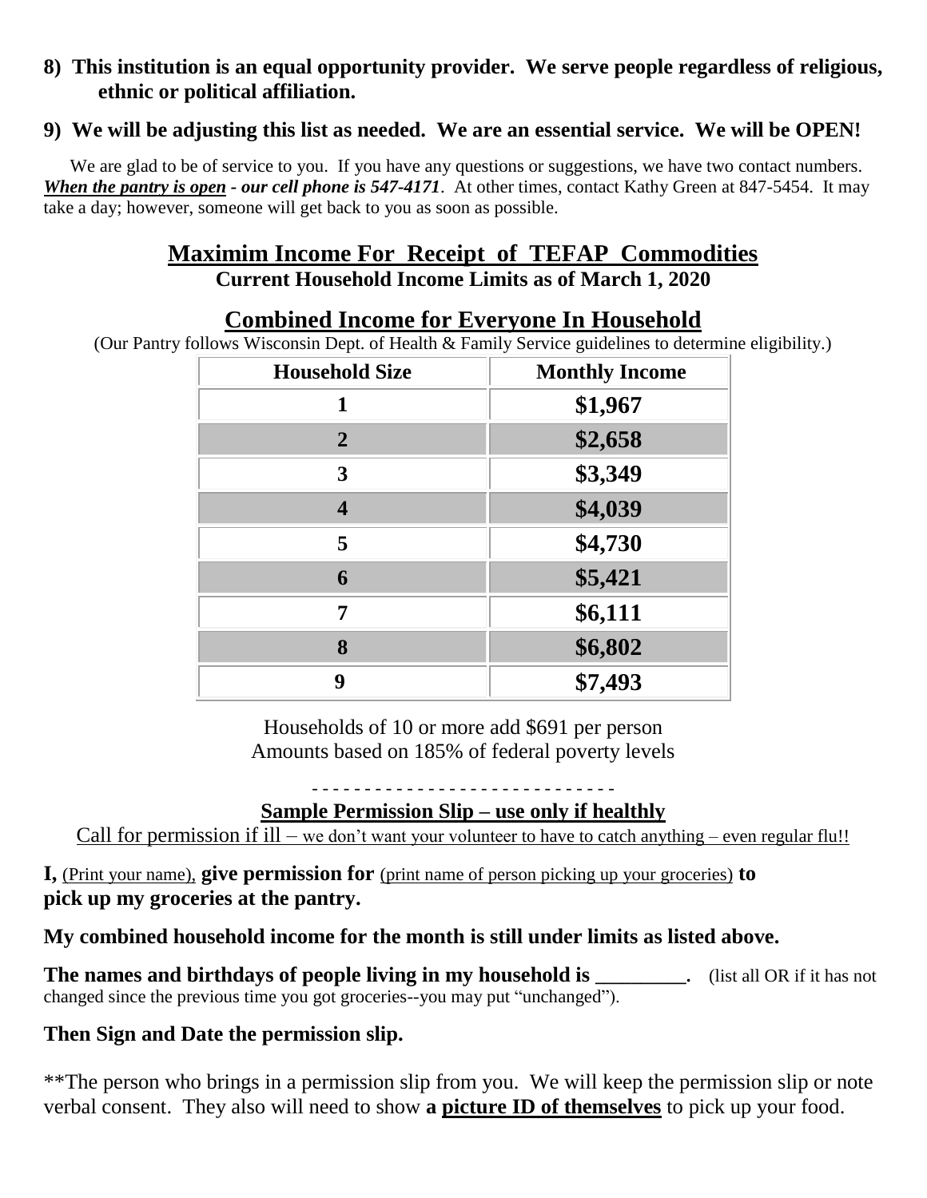**8) This institution is an equal opportunity provider. We serve people regardless of religious, ethnic or political affiliation.**

**9) We will be adjusting this list as needed. We are an essential service. We will be OPEN!**

We are glad to be of service to you. If you have any questions or suggestions, we have two contact numbers. ***When the pantry is open** - our cell phone is 547-4171*. At other times, contact Kathy Green at 847-5454. It may take a day; however, someone will get back to you as soon as possible.

## Maximim Income For Receipt of TEFAP Commodities

**Current Household Income Limits as of March 1, 2020**

## Combined Income for Everyone In Household

(Our Pantry follows Wisconsin Dept. of Health & Family Service guidelines to determine eligibility.)

| Household Size | Monthly Income |
|---|---|
| 1 | $1,967 |
| 2 | $2,658 |
| 3 | $3,349 |
| 4 | $4,039 |
| 5 | $4,730 |
| 6 | $5,421 |
| 7 | $6,111 |
| 8 | $6,802 |
| 9 | $7,493 |

Households of 10 or more add $691 per person
Amounts based on 185% of federal poverty levels

- - - - - - - - - - - - - - - - - - - - - - - - - - - -

**Sample Permission Slip – use only if healthly**

Call for permission if ill – we don't want your volunteer to have to catch anything – even regular flu!!

**I,** (Print your name), **give permission for** (print name of person picking up your groceries) **to pick up my groceries at the pantry.**

**My combined household income for the month is still under limits as listed above.**

**The names and birthdays of people living in my household is _________.** (list all OR if it has not changed since the previous time you got groceries--you may put "unchanged").

**Then Sign and Date the permission slip.**

**The person who brings in a permission slip from you. We will keep the permission slip or note verbal consent. They also will need to show **a picture ID of themselves** to pick up your food.